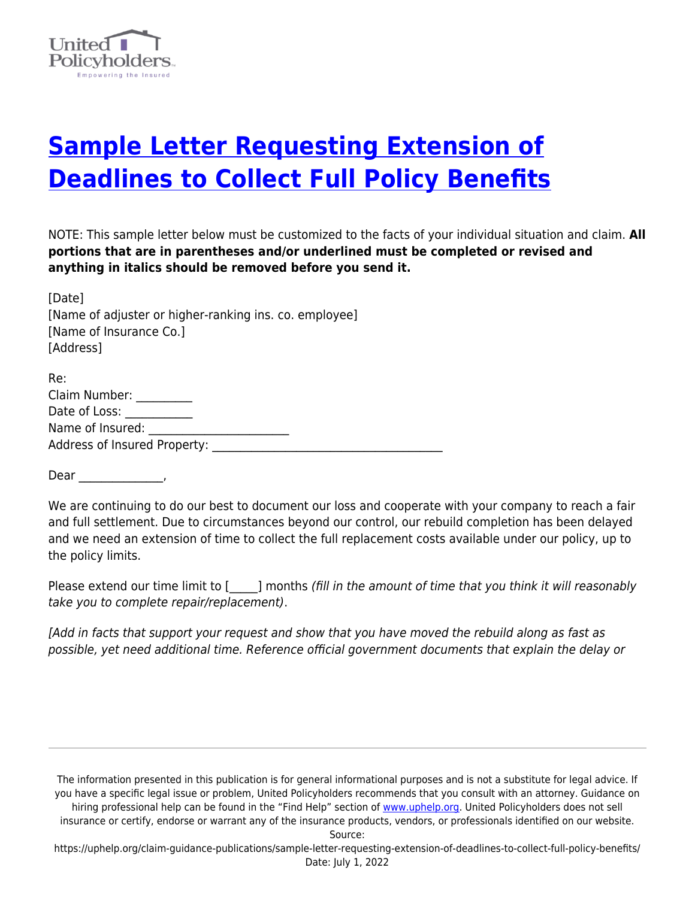# Sample Letter Requesting Extension of Deadlines to Collect Full Policy Benefits

NOTE: This sample letter below must be customized to the facts of your individual situation and claim. **All portions that are in parentheses and/or underlined must be completed or revised and anything in italics should be removed before you send it.**

[Date]
[Name of adjuster or higher-ranking ins. co. employee]
[Name of Insurance Co.]
[Address]

Re:
Claim Number: __________
Date of Loss: ___________
Name of Insured: ________________________
Address of Insured Property: _______________________________________

Dear ______________,

We are continuing to do our best to document our loss and cooperate with your company to reach a fair and full settlement. Due to circumstances beyond our control, our rebuild completion has been delayed and we need an extension of time to collect the full replacement costs available under our policy, up to the policy limits.

Please extend our time limit to [_____] months *(fill in the amount of time that you think it will reasonably take you to complete repair/replacement)*.

*[Add in facts that support your request and show that you have moved the rebuild along as fast as possible, yet need additional time. Reference official government documents that explain the delay or*

The information presented in this publication is for general informational purposes and is not a substitute for legal advice. If you have a specific legal issue or problem, United Policyholders recommends that you consult with an attorney. Guidance on hiring professional help can be found in the "Find Help" section of www.uphelp.org. United Policyholders does not sell insurance or certify, endorse or warrant any of the insurance products, vendors, or professionals identified on our website.
Source:
https://uphelp.org/claim-guidance-publications/sample-letter-requesting-extension-of-deadlines-to-collect-full-policy-benefits/
Date: July 1, 2022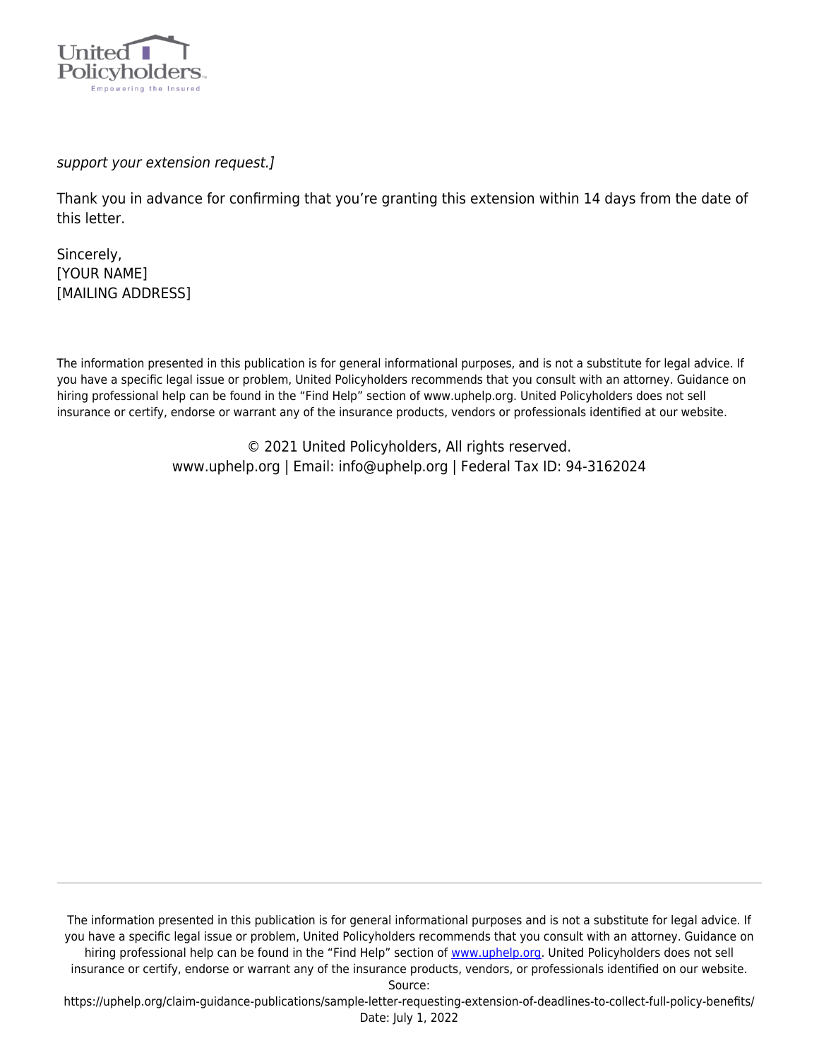*support your extension request.]*

Thank you in advance for confirming that you're granting this extension within 14 days from the date of this letter.

Sincerely,
[YOUR NAME]
[MAILING ADDRESS]

The information presented in this publication is for general informational purposes, and is not a substitute for legal advice. If you have a specific legal issue or problem, United Policyholders recommends that you consult with an attorney. Guidance on hiring professional help can be found in the "Find Help" section of www.uphelp.org. United Policyholders does not sell insurance or certify, endorse or warrant any of the insurance products, vendors or professionals identified at our website.

© 2021 United Policyholders, All rights reserved.
www.uphelp.org | Email: info@uphelp.org | Federal Tax ID: 94-3162024